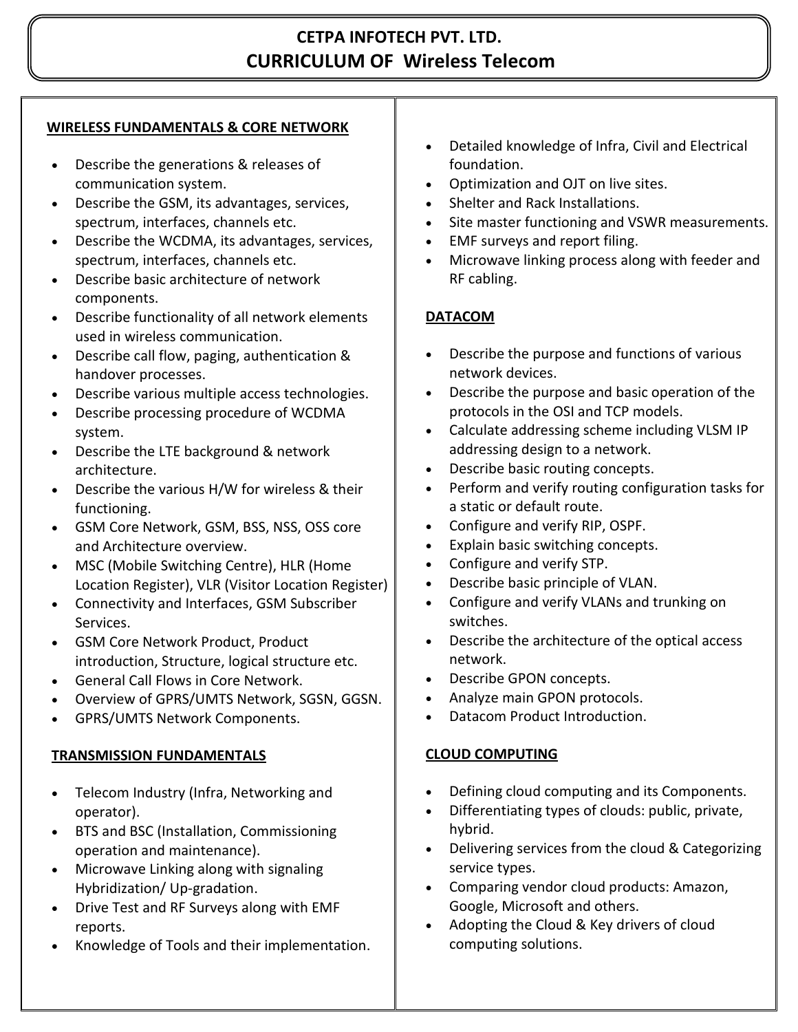# CETPA INFOTECH PVT. LTD.
# CURRICULUM OF Wireless Telecom

## WIRELESS FUNDAMENTALS & CORE NETWORK

- Describe the generations & releases of communication system.
- Describe the GSM, its advantages, services, spectrum, interfaces, channels etc.
- Describe the WCDMA, its advantages, services, spectrum, interfaces, channels etc.
- Describe basic architecture of network components.
- Describe functionality of all network elements used in wireless communication.
- Describe call flow, paging, authentication & handover processes.
- Describe various multiple access technologies.
- Describe processing procedure of WCDMA system.
- Describe the LTE background & network architecture.
- Describe the various H/W for wireless & their functioning.
- GSM Core Network, GSM, BSS, NSS, OSS core and Architecture overview.
- MSC (Mobile Switching Centre), HLR (Home Location Register), VLR (Visitor Location Register)
- Connectivity and Interfaces, GSM Subscriber Services.
- GSM Core Network Product, Product introduction, Structure, logical structure etc.
- General Call Flows in Core Network.
- Overview of GPRS/UMTS Network, SGSN, GGSN.
- GPRS/UMTS Network Components.

## TRANSMISSION FUNDAMENTALS

- Telecom Industry (Infra, Networking and operator).
- BTS and BSC (Installation, Commissioning operation and maintenance).
- Microwave Linking along with signaling Hybridization/ Up-gradation.
- Drive Test and RF Surveys along with EMF reports.
- Knowledge of Tools and their implementation.
- Detailed knowledge of Infra, Civil and Electrical foundation.
- Optimization and OJT on live sites.
- Shelter and Rack Installations.
- Site master functioning and VSWR measurements.
- EMF surveys and report filing.
- Microwave linking process along with feeder and RF cabling.

## DATACOM

- Describe the purpose and functions of various network devices.
- Describe the purpose and basic operation of the protocols in the OSI and TCP models.
- Calculate addressing scheme including VLSM IP addressing design to a network.
- Describe basic routing concepts.
- Perform and verify routing configuration tasks for a static or default route.
- Configure and verify RIP, OSPF.
- Explain basic switching concepts.
- Configure and verify STP.
- Describe basic principle of VLAN.
- Configure and verify VLANs and trunking on switches.
- Describe the architecture of the optical access network.
- Describe GPON concepts.
- Analyze main GPON protocols.
- Datacom Product Introduction.

## CLOUD COMPUTING

- Defining cloud computing and its Components.
- Differentiating types of clouds: public, private, hybrid.
- Delivering services from the cloud & Categorizing service types.
- Comparing vendor cloud products: Amazon, Google, Microsoft and others.
- Adopting the Cloud & Key drivers of cloud computing solutions.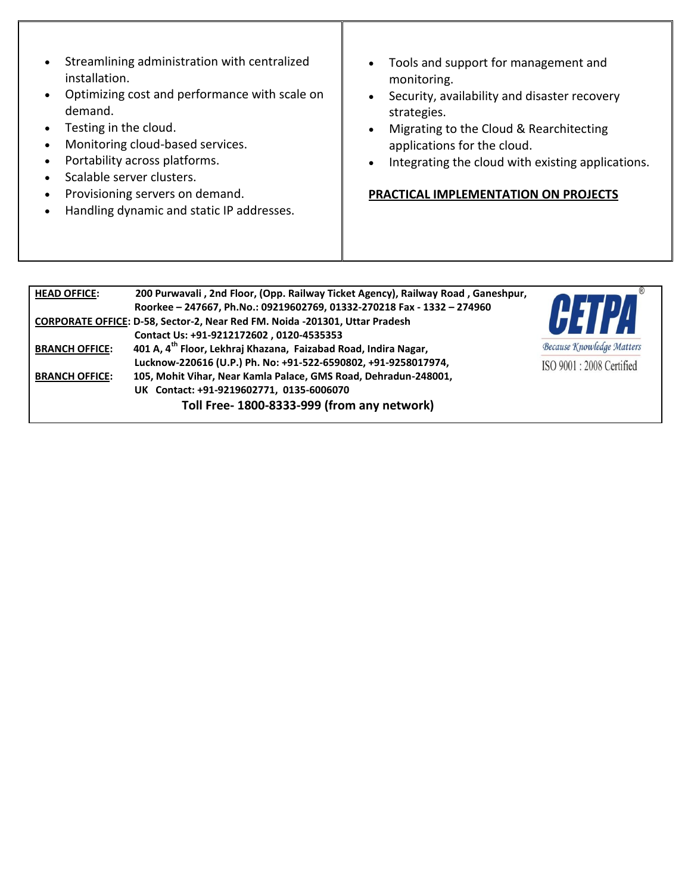- Streamlining administration with centralized installation.
- Optimizing cost and performance with scale on demand.
- Testing in the cloud.
- Monitoring cloud-based services.
- Portability across platforms.
- Scalable server clusters.
- Provisioning servers on demand.
- Handling dynamic and static IP addresses.
- Tools and support for management and monitoring.
- Security, availability and disaster recovery strategies.
- Migrating to the Cloud & Rearchitecting applications for the cloud.
- Integrating the cloud with existing applications.

**PRACTICAL IMPLEMENTATION ON PROJECTS**

**HEAD OFFICE:** 200 Purwavali , 2nd Floor, (Opp. Railway Ticket Agency), Railway Road , Ganeshpur, Roorkee – 247667, Ph.No.: 09219602769, 01332-270218 Fax - 1332 – 274960

**CORPORATE OFFICE:** D-58, Sector-2, Near Red FM. Noida -201301, Uttar Pradesh Contact Us: +91-9212172602 , 0120-4535353

**BRANCH OFFICE:** 401 A, 4th Floor, Lekhraj Khazana, Faizabad Road, Indira Nagar, Lucknow-220616 (U.P.) Ph. No: +91-522-6590802, +91-9258017974,

**BRANCH OFFICE:** 105, Mohit Vihar, Near Kamla Palace, GMS Road, Dehradun-248001, UK Contact: +91-9219602771, 0135-6006070

**Toll Free- 1800-8333-999 (from any network)**

CETPA®
Because Knowledge Matters
ISO 9001 : 2008 Certified